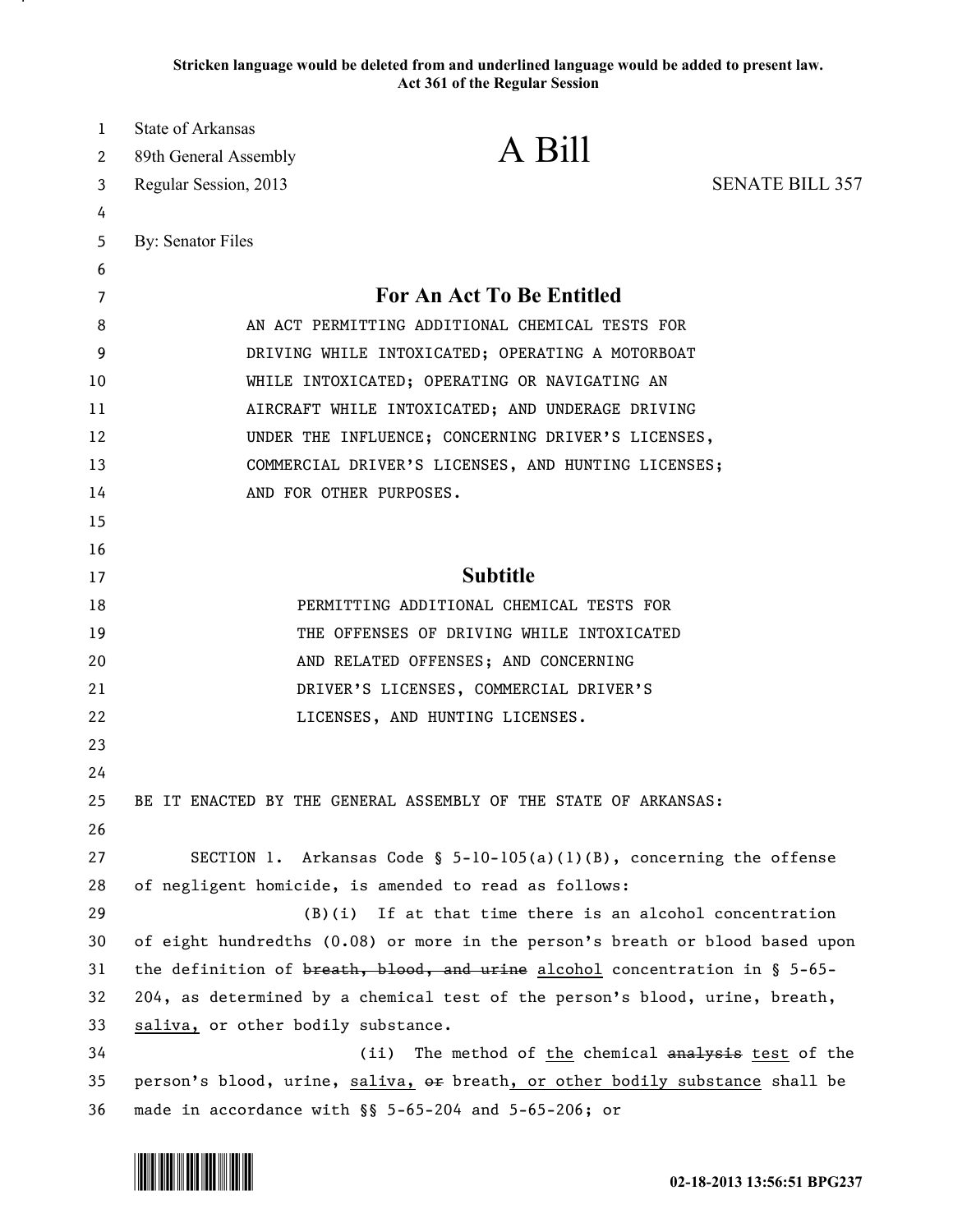**Stricken language would be deleted from and underlined language would be added to present law.**
**Act 361 of the Regular Session**

State of Arkansas
89th General Assembly
Regular Session, 2013

# A Bill

SENATE BILL 357

By: Senator Files

## For An Act To Be Entitled

AN ACT PERMITTING ADDITIONAL CHEMICAL TESTS FOR DRIVING WHILE INTOXICATED; OPERATING A MOTORBOAT WHILE INTOXICATED; OPERATING OR NAVIGATING AN AIRCRAFT WHILE INTOXICATED; AND UNDERAGE DRIVING UNDER THE INFLUENCE; CONCERNING DRIVER'S LICENSES, COMMERCIAL DRIVER'S LICENSES, AND HUNTING LICENSES; AND FOR OTHER PURPOSES.

## Subtitle

PERMITTING ADDITIONAL CHEMICAL TESTS FOR THE OFFENSES OF DRIVING WHILE INTOXICATED AND RELATED OFFENSES; AND CONCERNING DRIVER'S LICENSES, COMMERCIAL DRIVER'S LICENSES, AND HUNTING LICENSES.

BE IT ENACTED BY THE GENERAL ASSEMBLY OF THE STATE OF ARKANSAS:

SECTION 1. Arkansas Code § 5-10-105(a)(1)(B), concerning the offense of negligent homicide, is amended to read as follows:

(B)(i) If at that time there is an alcohol concentration of eight hundredths (0.08) or more in the person's breath or blood based upon the definition of ~~breath, blood, and urine~~ <u>alcohol</u> concentration in § 5-65-204, as determined by a chemical test of the person's blood, urine, breath, <u>saliva,</u> or other bodily substance.

(ii) The method of <u>the</u> chemical ~~analysis~~ <u>test</u> of the person's blood, urine, <u>saliva,</u> ~~or~~ breath<u>, or other bodily substance</u> shall be made in accordance with §§ 5-65-204 and 5-65-206; or

02-18-2013 13:56:51 BPG237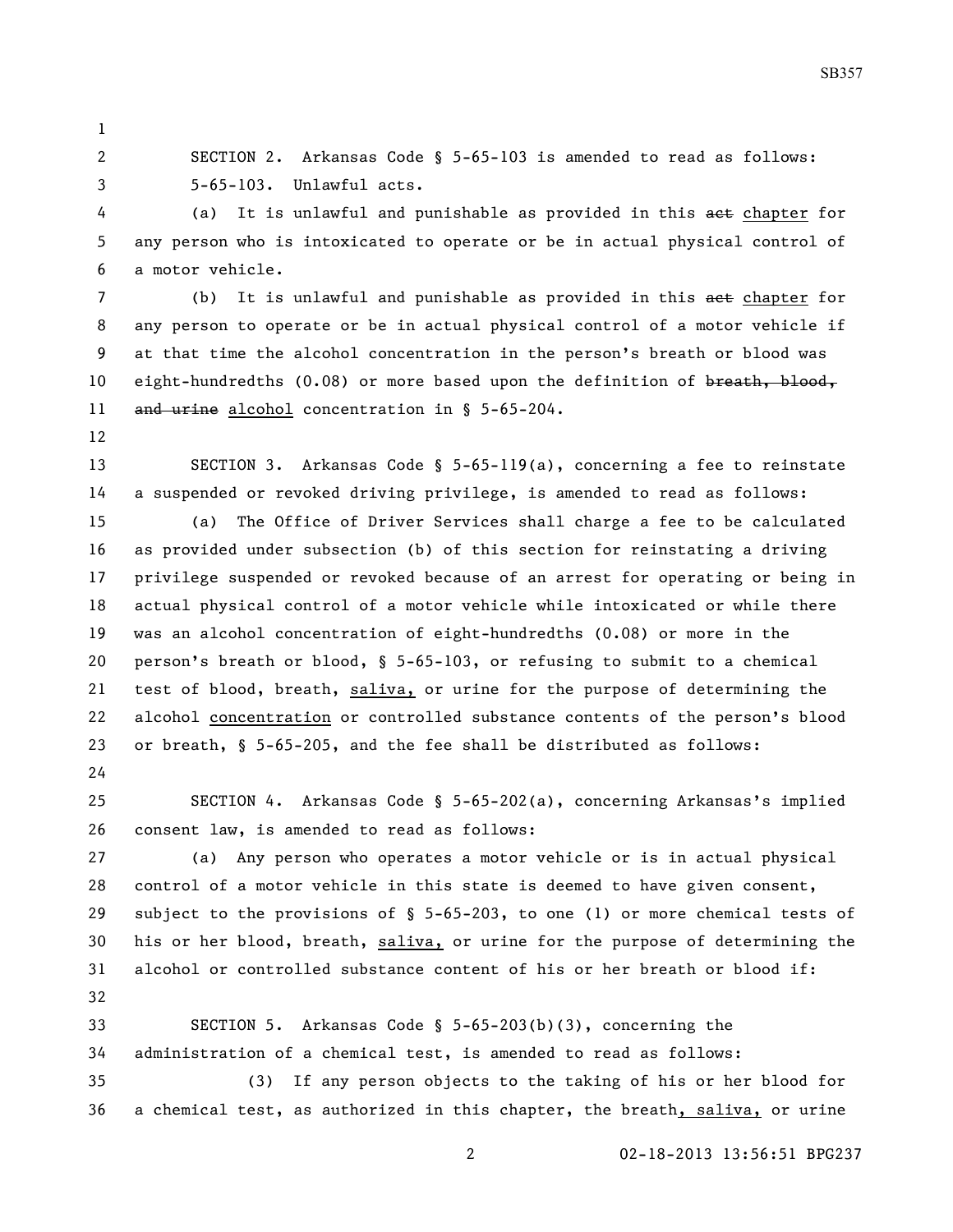SECTION 2. Arkansas Code § 5-65-103 is amended to read as follows:

5-65-103. Unlawful acts.

(a) It is unlawful and punishable as provided in this ~~act~~ chapter for any person who is intoxicated to operate or be in actual physical control of a motor vehicle.

(b) It is unlawful and punishable as provided in this ~~act~~ chapter for any person to operate or be in actual physical control of a motor vehicle if at that time the alcohol concentration in the person's breath or blood was eight-hundredths (0.08) or more based upon the definition of ~~breath, blood, and urine~~ alcohol concentration in § 5-65-204.

SECTION 3. Arkansas Code § 5-65-119(a), concerning a fee to reinstate a suspended or revoked driving privilege, is amended to read as follows:

(a) The Office of Driver Services shall charge a fee to be calculated as provided under subsection (b) of this section for reinstating a driving privilege suspended or revoked because of an arrest for operating or being in actual physical control of a motor vehicle while intoxicated or while there was an alcohol concentration of eight-hundredths (0.08) or more in the person's breath or blood, § 5-65-103, or refusing to submit to a chemical test of blood, breath, saliva, or urine for the purpose of determining the alcohol concentration or controlled substance contents of the person's blood or breath, § 5-65-205, and the fee shall be distributed as follows:

SECTION 4. Arkansas Code § 5-65-202(a), concerning Arkansas's implied consent law, is amended to read as follows:

(a) Any person who operates a motor vehicle or is in actual physical control of a motor vehicle in this state is deemed to have given consent, subject to the provisions of § 5-65-203, to one (1) or more chemical tests of his or her blood, breath, saliva, or urine for the purpose of determining the alcohol or controlled substance content of his or her breath or blood if:

SECTION 5. Arkansas Code § 5-65-203(b)(3), concerning the administration of a chemical test, is amended to read as follows:

(3) If any person objects to the taking of his or her blood for a chemical test, as authorized in this chapter, the breath, saliva, or urine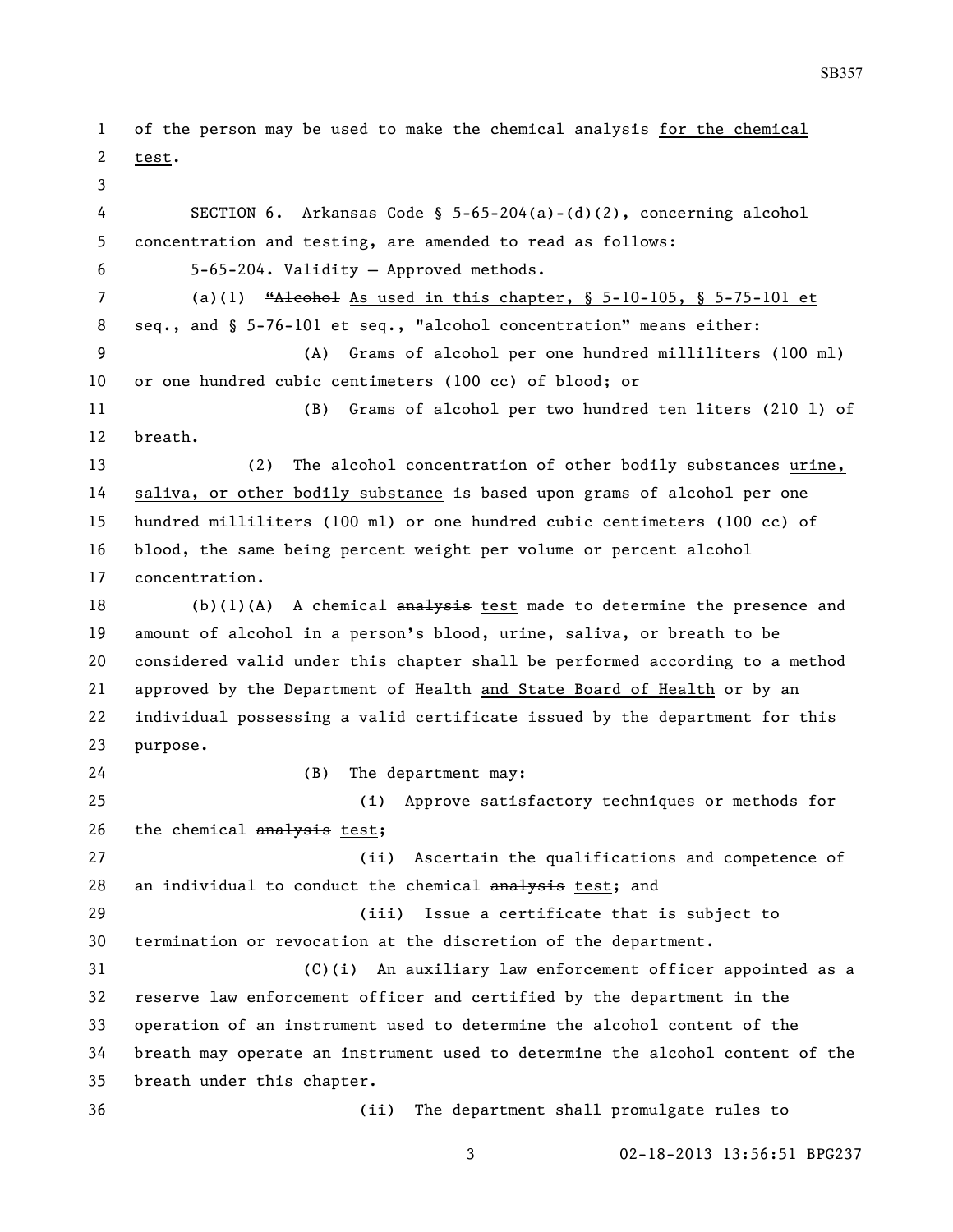of the person may be used ~~to make the chemical analysis~~ for the chemical test.

SECTION 6. Arkansas Code § 5-65-204(a)-(d)(2), concerning alcohol concentration and testing, are amended to read as follows:

5-65-204. Validity — Approved methods.

(a)(1) ~~"Alcohol~~ As used in this chapter, § 5-10-105, § 5-75-101 et seq., and § 5-76-101 et seq., "alcohol concentration" means either:

(A) Grams of alcohol per one hundred milliliters (100 ml) or one hundred cubic centimeters (100 cc) of blood; or

(B) Grams of alcohol per two hundred ten liters (210 l) of breath.

(2) The alcohol concentration of ~~other bodily substances~~ urine, saliva, or other bodily substance is based upon grams of alcohol per one hundred milliliters (100 ml) or one hundred cubic centimeters (100 cc) of blood, the same being percent weight per volume or percent alcohol concentration.

(b)(1)(A) A chemical ~~analysis~~ test made to determine the presence and amount of alcohol in a person's blood, urine, saliva, or breath to be considered valid under this chapter shall be performed according to a method approved by the Department of Health and State Board of Health or by an individual possessing a valid certificate issued by the department for this purpose.

(B) The department may:

(i) Approve satisfactory techniques or methods for the chemical ~~analysis~~ test;

(ii) Ascertain the qualifications and competence of an individual to conduct the chemical ~~analysis~~ test; and

(iii) Issue a certificate that is subject to termination or revocation at the discretion of the department.

(C)(i) An auxiliary law enforcement officer appointed as a reserve law enforcement officer and certified by the department in the operation of an instrument used to determine the alcohol content of the breath may operate an instrument used to determine the alcohol content of the breath under this chapter.

(ii) The department shall promulgate rules to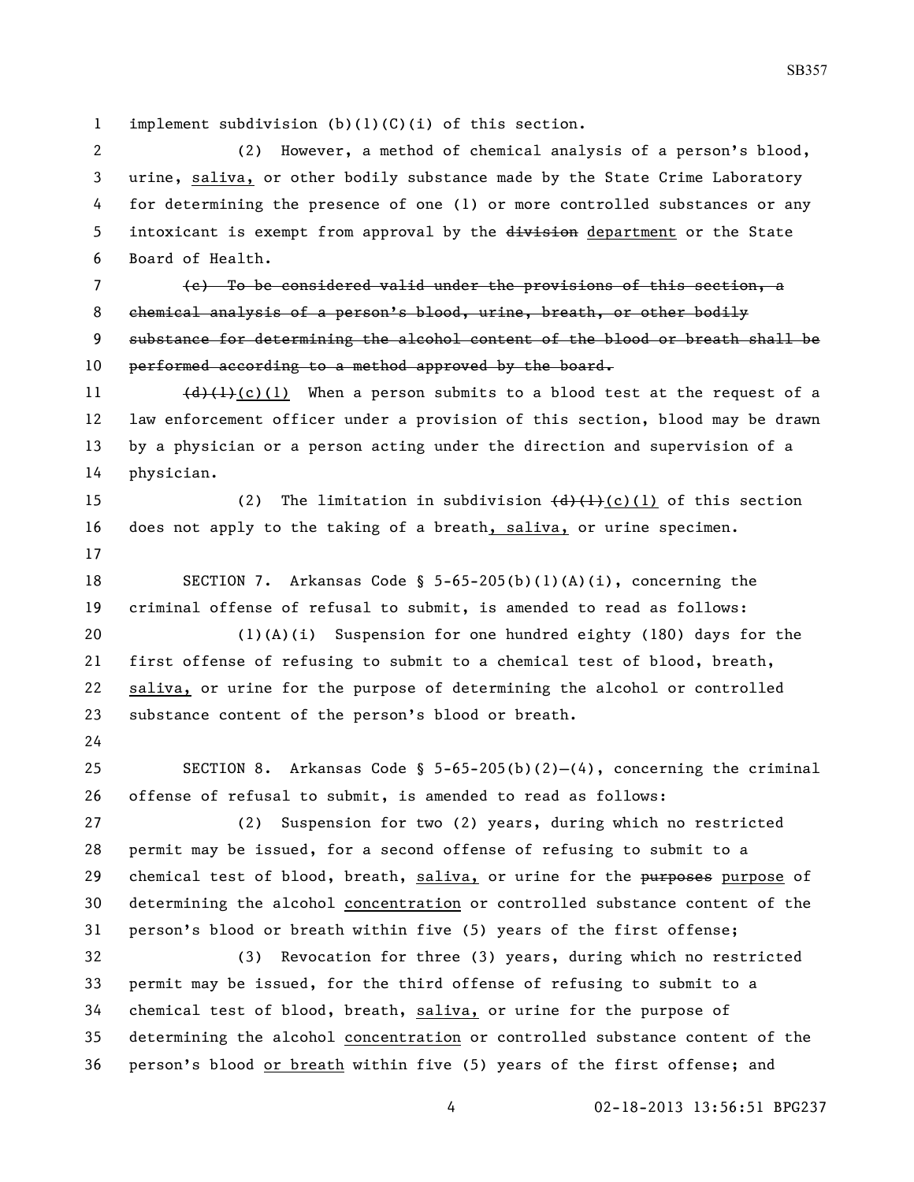implement subdivision (b)(1)(C)(i) of this section.

(2) However, a method of chemical analysis of a person's blood, urine, saliva, or other bodily substance made by the State Crime Laboratory for determining the presence of one (1) or more controlled substances or any intoxicant is exempt from approval by the ~~division~~ department or the State Board of Health.

~~(c) To be considered valid under the provisions of this section, a chemical analysis of a person's blood, urine, breath, or other bodily substance for determining the alcohol content of the blood or breath shall be performed according to a method approved by the board.~~

~~(d)(1)~~(c)(1) When a person submits to a blood test at the request of a law enforcement officer under a provision of this section, blood may be drawn by a physician or a person acting under the direction and supervision of a physician.

(2) The limitation in subdivision ~~(d)(1)~~(c)(1) of this section does not apply to the taking of a breath, saliva, or urine specimen.

SECTION 7. Arkansas Code § 5-65-205(b)(1)(A)(i), concerning the criminal offense of refusal to submit, is amended to read as follows:

(1)(A)(i) Suspension for one hundred eighty (180) days for the first offense of refusing to submit to a chemical test of blood, breath, saliva, or urine for the purpose of determining the alcohol or controlled substance content of the person's blood or breath.

SECTION 8. Arkansas Code § 5-65-205(b)(2)–(4), concerning the criminal offense of refusal to submit, is amended to read as follows:

(2) Suspension for two (2) years, during which no restricted permit may be issued, for a second offense of refusing to submit to a chemical test of blood, breath, saliva, or urine for the ~~purposes~~ purpose of determining the alcohol concentration or controlled substance content of the person's blood or breath within five (5) years of the first offense;

(3) Revocation for three (3) years, during which no restricted permit may be issued, for the third offense of refusing to submit to a chemical test of blood, breath, saliva, or urine for the purpose of determining the alcohol concentration or controlled substance content of the person's blood or breath within five (5) years of the first offense; and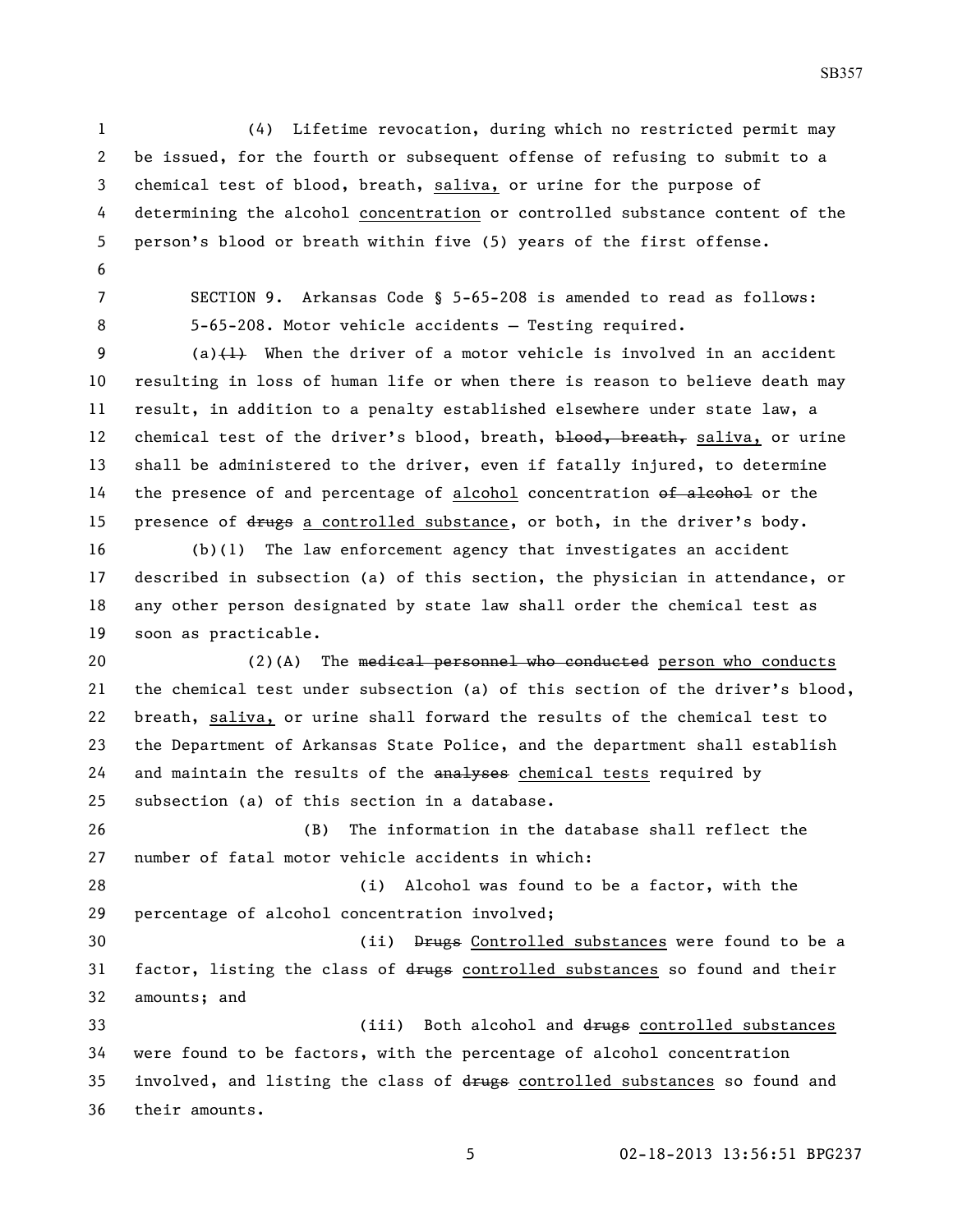(4) Lifetime revocation, during which no restricted permit may be issued, for the fourth or subsequent offense of refusing to submit to a chemical test of blood, breath, <u>saliva,</u> or urine for the purpose of determining the alcohol <u>concentration</u> or controlled substance content of the person's blood or breath within five (5) years of the first offense.

SECTION 9. Arkansas Code § 5-65-208 is amended to read as follows:

5-65-208. Motor vehicle accidents — Testing required.

(a)~~(1)~~ When the driver of a motor vehicle is involved in an accident resulting in loss of human life or when there is reason to believe death may result, in addition to a penalty established elsewhere under state law, a chemical test of the driver's blood, breath, ~~blood, breath,~~ <u>saliva,</u> or urine shall be administered to the driver, even if fatally injured, to determine the presence of and percentage of <u>alcohol</u> concentration ~~of alcohol~~ or the presence of ~~drugs~~ <u>a controlled substance</u>, or both, in the driver's body.

(b)(1) The law enforcement agency that investigates an accident described in subsection (a) of this section, the physician in attendance, or any other person designated by state law shall order the chemical test as soon as practicable.

(2)(A) The ~~medical personnel who conducted~~ <u>person who conducts</u> the chemical test under subsection (a) of this section of the driver's blood, breath, <u>saliva,</u> or urine shall forward the results of the chemical test to the Department of Arkansas State Police, and the department shall establish and maintain the results of the ~~analyses~~ <u>chemical tests</u> required by subsection (a) of this section in a database.

(B) The information in the database shall reflect the number of fatal motor vehicle accidents in which:

(i) Alcohol was found to be a factor, with the percentage of alcohol concentration involved;

(ii) ~~Drugs~~ <u>Controlled substances</u> were found to be a factor, listing the class of ~~drugs~~ <u>controlled substances</u> so found and their amounts; and

(iii) Both alcohol and ~~drugs~~ <u>controlled substances</u> were found to be factors, with the percentage of alcohol concentration involved, and listing the class of ~~drugs~~ <u>controlled substances</u> so found and their amounts.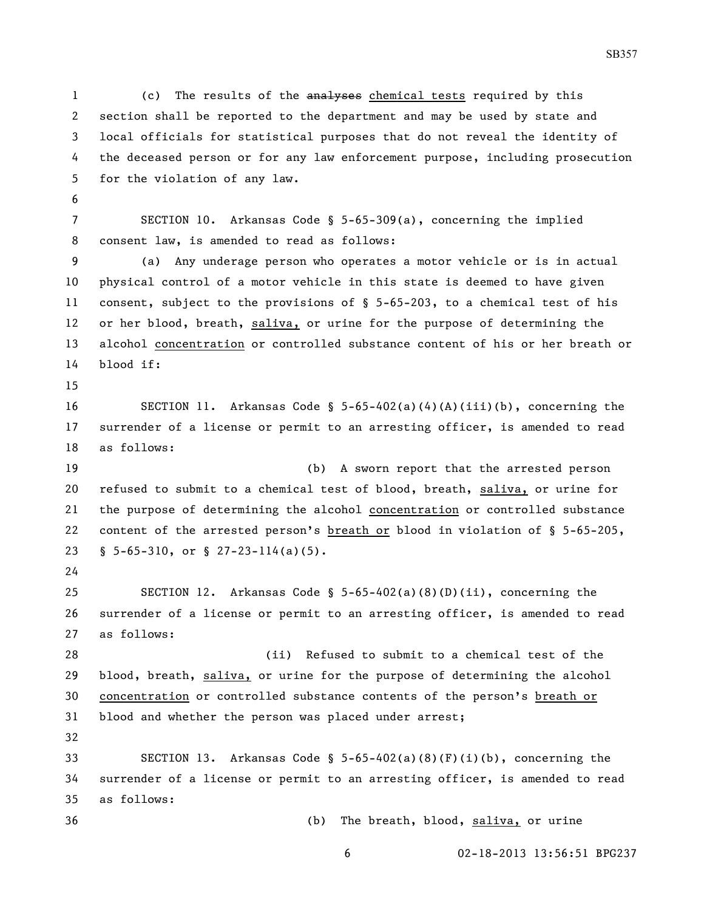(c) The results of the ~~analyses~~ chemical tests required by this section shall be reported to the department and may be used by state and local officials for statistical purposes that do not reveal the identity of the deceased person or for any law enforcement purpose, including prosecution for the violation of any law.

SECTION 10. Arkansas Code § 5-65-309(a), concerning the implied consent law, is amended to read as follows:

(a) Any underage person who operates a motor vehicle or is in actual physical control of a motor vehicle in this state is deemed to have given consent, subject to the provisions of § 5-65-203, to a chemical test of his or her blood, breath, saliva, or urine for the purpose of determining the alcohol concentration or controlled substance content of his or her breath or blood if:

SECTION 11. Arkansas Code § 5-65-402(a)(4)(A)(iii)(b), concerning the surrender of a license or permit to an arresting officer, is amended to read as follows:

(b) A sworn report that the arrested person refused to submit to a chemical test of blood, breath, saliva, or urine for the purpose of determining the alcohol concentration or controlled substance content of the arrested person's breath or blood in violation of § 5-65-205, § 5-65-310, or § 27-23-114(a)(5).

SECTION 12. Arkansas Code § 5-65-402(a)(8)(D)(ii), concerning the surrender of a license or permit to an arresting officer, is amended to read as follows:

(ii) Refused to submit to a chemical test of the blood, breath, saliva, or urine for the purpose of determining the alcohol concentration or controlled substance contents of the person's breath or blood and whether the person was placed under arrest;

SECTION 13. Arkansas Code § 5-65-402(a)(8)(F)(i)(b), concerning the surrender of a license or permit to an arresting officer, is amended to read as follows:

(b) The breath, blood, saliva, or urine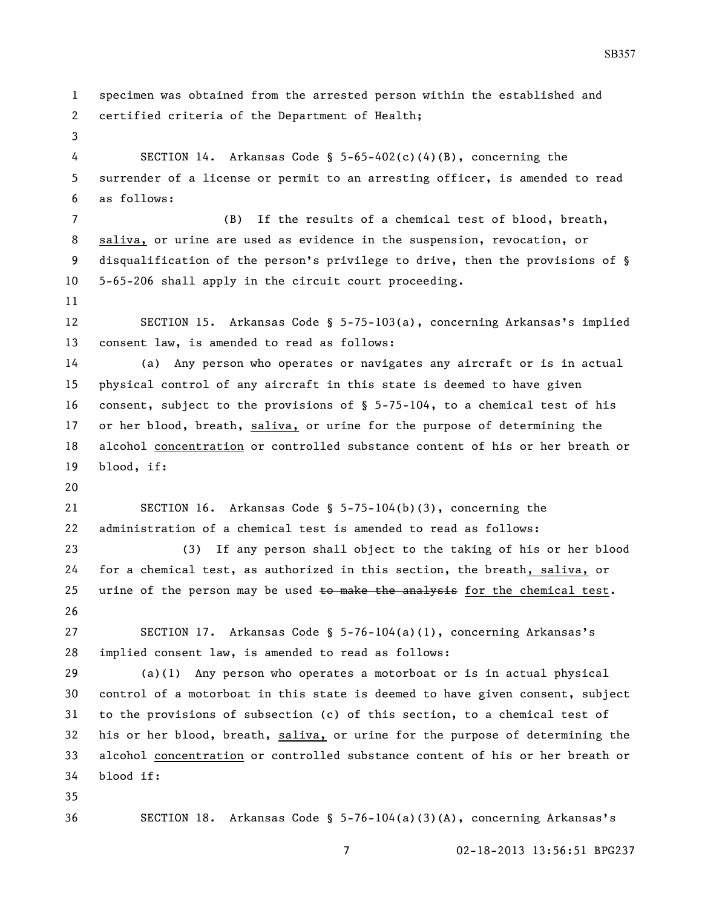specimen was obtained from the arrested person within the established and certified criteria of the Department of Health;

SECTION 14. Arkansas Code § 5-65-402(c)(4)(B), concerning the surrender of a license or permit to an arresting officer, is amended to read as follows:

(B) If the results of a chemical test of blood, breath, <u>saliva,</u> or urine are used as evidence in the suspension, revocation, or disqualification of the person's privilege to drive, then the provisions of § 5-65-206 shall apply in the circuit court proceeding.

SECTION 15. Arkansas Code § 5-75-103(a), concerning Arkansas's implied consent law, is amended to read as follows:

(a) Any person who operates or navigates any aircraft or is in actual physical control of any aircraft in this state is deemed to have given consent, subject to the provisions of § 5-75-104, to a chemical test of his or her blood, breath, <u>saliva,</u> or urine for the purpose of determining the alcohol <u>concentration</u> or controlled substance content of his or her breath or blood, if:

SECTION 16. Arkansas Code § 5-75-104(b)(3), concerning the administration of a chemical test is amended to read as follows:

(3) If any person shall object to the taking of his or her blood for a chemical test, as authorized in this section, the breath<u>, saliva,</u> or urine of the person may be used ~~to make the analysis~~ <u>for the chemical test</u>.

SECTION 17. Arkansas Code § 5-76-104(a)(1), concerning Arkansas's implied consent law, is amended to read as follows:

(a)(1) Any person who operates a motorboat or is in actual physical control of a motorboat in this state is deemed to have given consent, subject to the provisions of subsection (c) of this section, to a chemical test of his or her blood, breath, <u>saliva,</u> or urine for the purpose of determining the alcohol <u>concentration</u> or controlled substance content of his or her breath or blood if:

SECTION 18. Arkansas Code § 5-76-104(a)(3)(A), concerning Arkansas's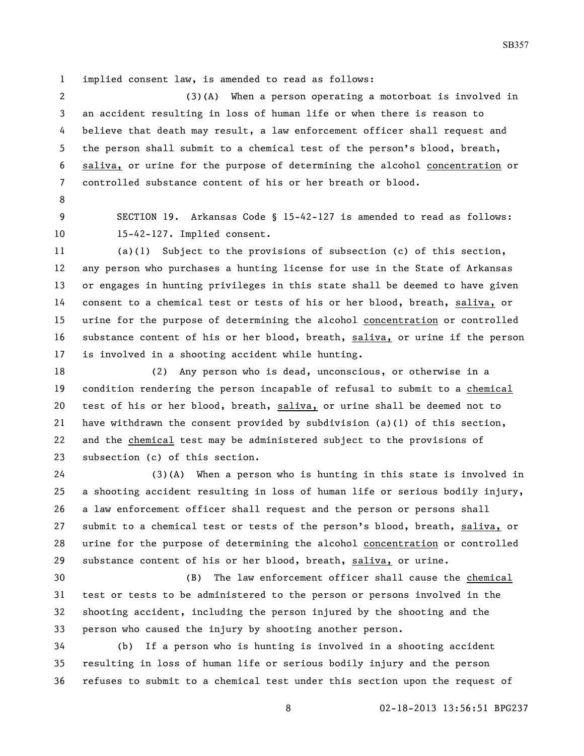implied consent law, is amended to read as follows:

(3)(A) When a person operating a motorboat is involved in an accident resulting in loss of human life or when there is reason to believe that death may result, a law enforcement officer shall request and the person shall submit to a chemical test of the person's blood, breath, saliva, or urine for the purpose of determining the alcohol concentration or controlled substance content of his or her breath or blood.

SECTION 19. Arkansas Code § 15-42-127 is amended to read as follows:

15-42-127. Implied consent.

(a)(1) Subject to the provisions of subsection (c) of this section, any person who purchases a hunting license for use in the State of Arkansas or engages in hunting privileges in this state shall be deemed to have given consent to a chemical test or tests of his or her blood, breath, saliva, or urine for the purpose of determining the alcohol concentration or controlled substance content of his or her blood, breath, saliva, or urine if the person is involved in a shooting accident while hunting.

(2) Any person who is dead, unconscious, or otherwise in a condition rendering the person incapable of refusal to submit to a chemical test of his or her blood, breath, saliva, or urine shall be deemed not to have withdrawn the consent provided by subdivision (a)(1) of this section, and the chemical test may be administered subject to the provisions of subsection (c) of this section.

(3)(A) When a person who is hunting in this state is involved in a shooting accident resulting in loss of human life or serious bodily injury, a law enforcement officer shall request and the person or persons shall submit to a chemical test or tests of the person's blood, breath, saliva, or urine for the purpose of determining the alcohol concentration or controlled substance content of his or her blood, breath, saliva, or urine.

(B) The law enforcement officer shall cause the chemical test or tests to be administered to the person or persons involved in the shooting accident, including the person injured by the shooting and the person who caused the injury by shooting another person.

(b) If a person who is hunting is involved in a shooting accident resulting in loss of human life or serious bodily injury and the person refuses to submit to a chemical test under this section upon the request of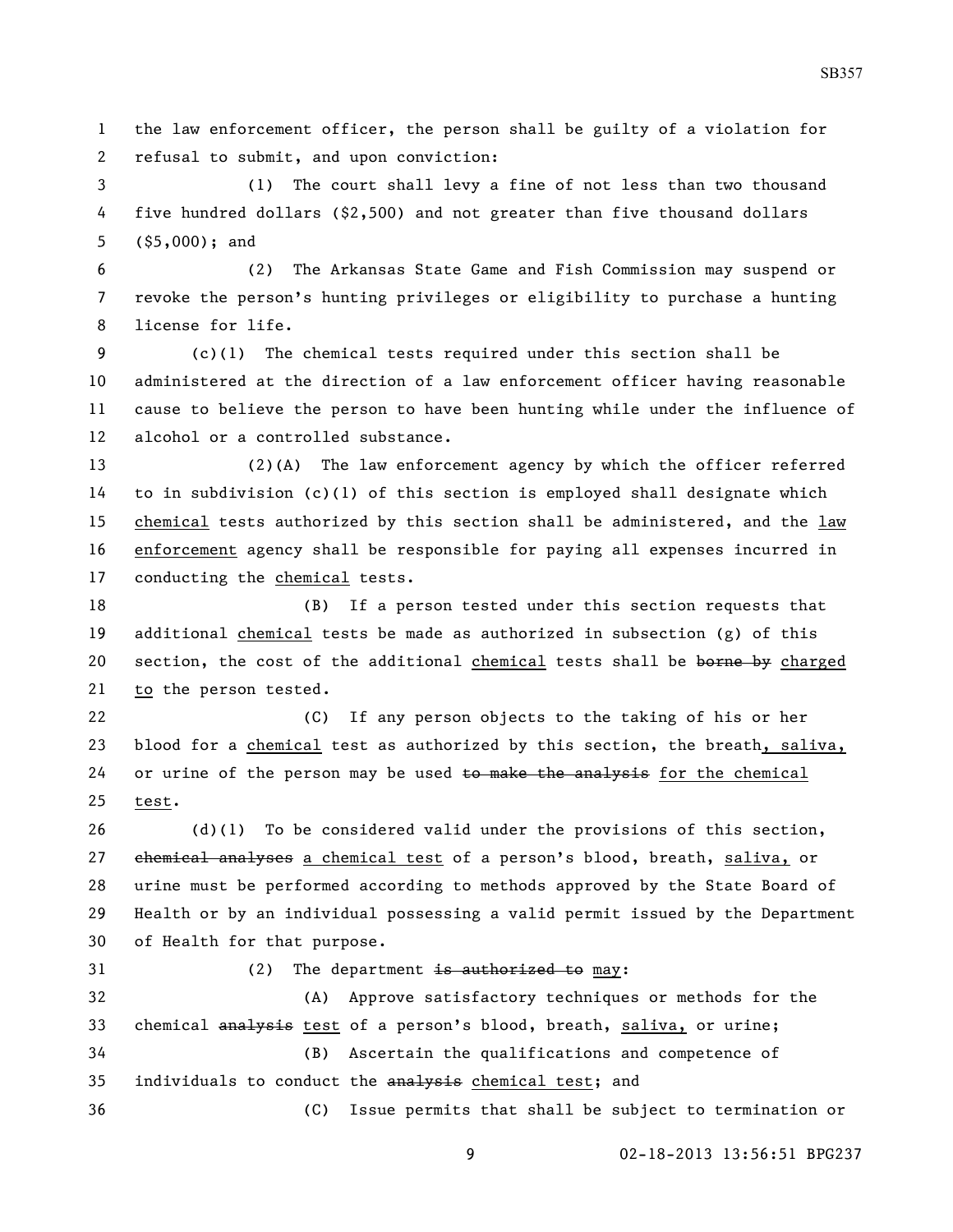the law enforcement officer, the person shall be guilty of a violation for refusal to submit, and upon conviction:

(1) The court shall levy a fine of not less than two thousand five hundred dollars ($2,500) and not greater than five thousand dollars ($5,000); and

(2) The Arkansas State Game and Fish Commission may suspend or revoke the person's hunting privileges or eligibility to purchase a hunting license for life.

(c)(1) The chemical tests required under this section shall be administered at the direction of a law enforcement officer having reasonable cause to believe the person to have been hunting while under the influence of alcohol or a controlled substance.

(2)(A) The law enforcement agency by which the officer referred to in subdivision (c)(1) of this section is employed shall designate which <u>chemical</u> tests authorized by this section shall be administered, and the <u>law enforcement</u> agency shall be responsible for paying all expenses incurred in conducting the <u>chemical</u> tests.

(B) If a person tested under this section requests that additional <u>chemical</u> tests be made as authorized in subsection (g) of this section, the cost of the additional <u>chemical</u> tests shall be ~~borne by~~ <u>charged to</u> the person tested.

(C) If any person objects to the taking of his or her blood for a <u>chemical</u> test as authorized by this section, the breath<u>, saliva,</u> or urine of the person may be used ~~to make the analysis~~ <u>for the chemical test</u>.

(d)(1) To be considered valid under the provisions of this section, ~~chemical analyses~~ <u>a chemical test</u> of a person's blood, breath, <u>saliva,</u> or urine must be performed according to methods approved by the State Board of Health or by an individual possessing a valid permit issued by the Department of Health for that purpose.

(2) The department ~~is authorized to~~ <u>may</u>:

(A) Approve satisfactory techniques or methods for the chemical ~~analysis~~ <u>test</u> of a person's blood, breath, <u>saliva,</u> or urine;

(B) Ascertain the qualifications and competence of individuals to conduct the ~~analysis~~ <u>chemical test</u>; and

(C) Issue permits that shall be subject to termination or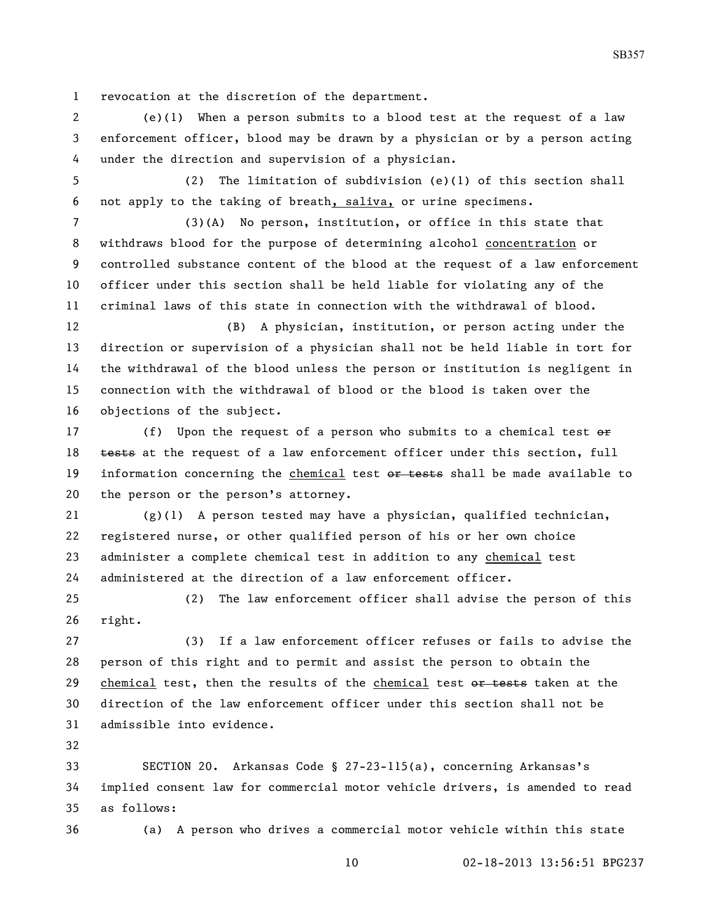revocation at the discretion of the department.

(e)(1) When a person submits to a blood test at the request of a law enforcement officer, blood may be drawn by a physician or by a person acting under the direction and supervision of a physician.

(2) The limitation of subdivision (e)(1) of this section shall not apply to the taking of breath, saliva, or urine specimens.

(3)(A) No person, institution, or office in this state that withdraws blood for the purpose of determining alcohol concentration or controlled substance content of the blood at the request of a law enforcement officer under this section shall be held liable for violating any of the criminal laws of this state in connection with the withdrawal of blood.

(B) A physician, institution, or person acting under the direction or supervision of a physician shall not be held liable in tort for the withdrawal of the blood unless the person or institution is negligent in connection with the withdrawal of blood or the blood is taken over the objections of the subject.

(f) Upon the request of a person who submits to a chemical test ~~or tests~~ at the request of a law enforcement officer under this section, full information concerning the chemical test ~~or tests~~ shall be made available to the person or the person's attorney.

(g)(1) A person tested may have a physician, qualified technician, registered nurse, or other qualified person of his or her own choice administer a complete chemical test in addition to any chemical test administered at the direction of a law enforcement officer.

(2) The law enforcement officer shall advise the person of this right.

(3) If a law enforcement officer refuses or fails to advise the person of this right and to permit and assist the person to obtain the chemical test, then the results of the chemical test ~~or tests~~ taken at the direction of the law enforcement officer under this section shall not be admissible into evidence.

SECTION 20. Arkansas Code § 27-23-115(a), concerning Arkansas's implied consent law for commercial motor vehicle drivers, is amended to read as follows:

(a) A person who drives a commercial motor vehicle within this state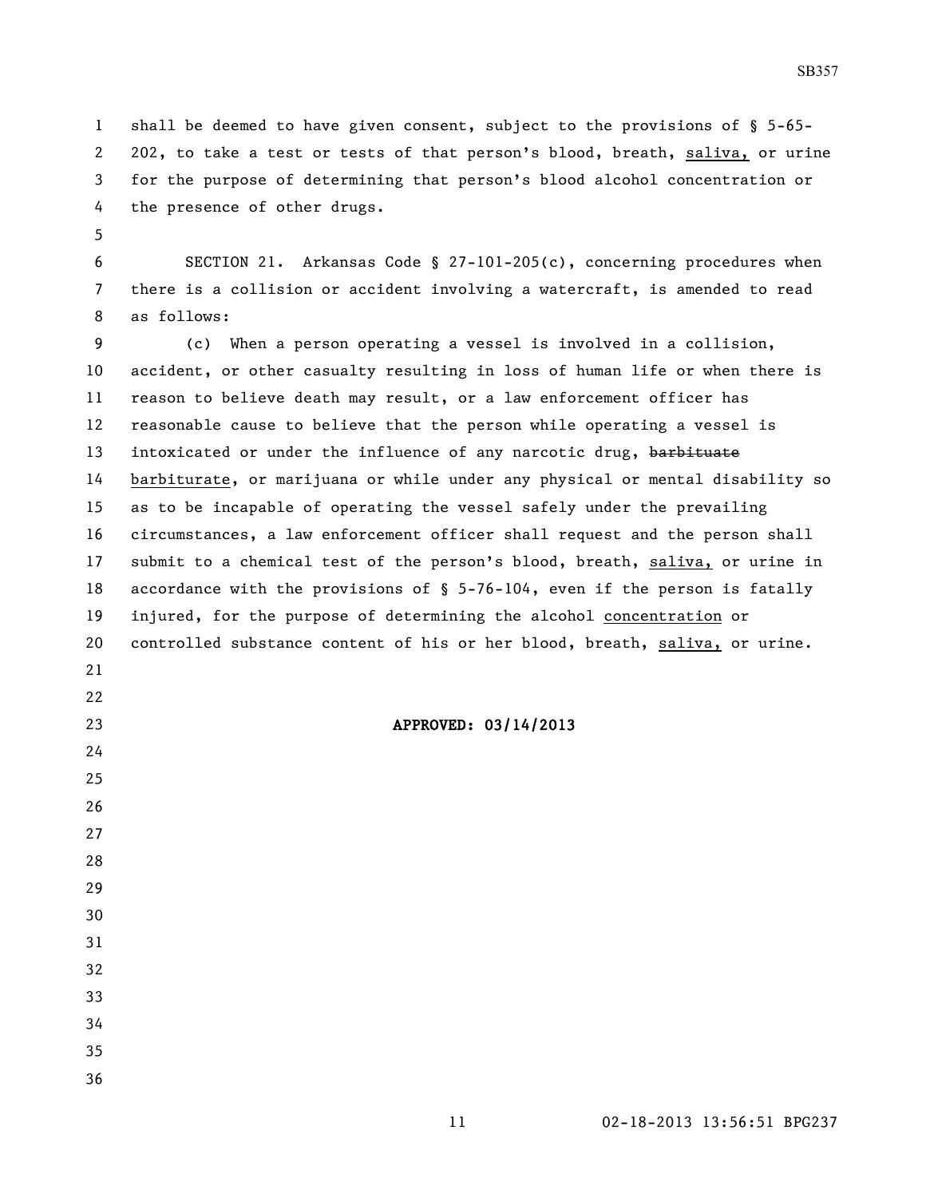shall be deemed to have given consent, subject to the provisions of § 5-65-202, to take a test or tests of that person's blood, breath, <u>saliva,</u> or urine for the purpose of determining that person's blood alcohol concentration or the presence of other drugs.

SECTION 21. Arkansas Code § 27-101-205(c), concerning procedures when there is a collision or accident involving a watercraft, is amended to read as follows:

(c) When a person operating a vessel is involved in a collision, accident, or other casualty resulting in loss of human life or when there is reason to believe death may result, or a law enforcement officer has reasonable cause to believe that the person while operating a vessel is intoxicated or under the influence of any narcotic drug, ~~barbituate~~ <u>barbiturate</u>, or marijuana or while under any physical or mental disability so as to be incapable of operating the vessel safely under the prevailing circumstances, a law enforcement officer shall request and the person shall submit to a chemical test of the person's blood, breath, <u>saliva,</u> or urine in accordance with the provisions of § 5-76-104, even if the person is fatally injured, for the purpose of determining the alcohol <u>concentration</u> or controlled substance content of his or her blood, breath, <u>saliva,</u> or urine.

**APPROVED: 03/14/2013**